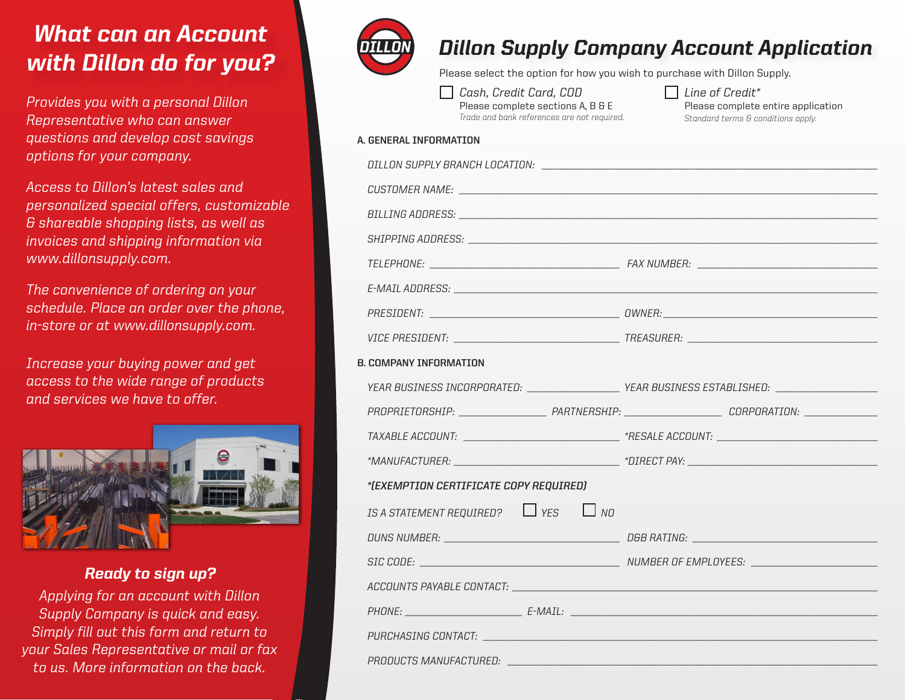## *What can an Account with Dillon do for you?*

*Provides you with a personal Dillon Representative who can answer questions and develop cost savings options for your company.*

*Access to Dillon's latest sales and personalized special offers, customizable & shareable shopping lists, as well as invoices and shipping information via www.dillonsupply.com.*

*The convenience of ordering on your schedule. Place an order over the phone, in-store or at www.dillonsupply.com.*

*Increase your buying power and get access to the wide range of products and services we have to offer.*

### *Ready to sign up?*

*Applying for an account with Dillon Supply Company is quick and easy. Simply fill out this form and return to your Sales Representative or mail or fax to us. More information on the back.*

# *Dillon Supply Company Account Application*

Please select the option for how you wish to purchase with Dillon Supply.

☐ *Cash, Credit Card, COD*
Please complete sections A, B & E
*Trade and bank references are not required.*

☐ *Line of Credit**
Please complete entire application
*Standard terms & conditions apply.*

**A. GENERAL INFORMATION**

DILLON SUPPLY BRANCH LOCATION: ______________________________

CUSTOMER NAME: ______________________________

BILLING ADDRESS: ______________________________

SHIPPING ADDRESS: ______________________________

TELEPHONE: ________________ FAX NUMBER: ________________

E-MAIL ADDRESS: ______________________________

PRESIDENT: ________________ OWNER: ________________

VICE PRESIDENT: ________________ TREASURER: ________________

**B. COMPANY INFORMATION**

YEAR BUSINESS INCORPORATED: ________________ YEAR BUSINESS ESTABLISHED: ________________

PROPRIETORSHIP: __________ PARTNERSHIP: __________ CORPORATION: __________

TAXABLE ACCOUNT: ________________ *RESALE ACCOUNT: ________________

*MANUFACTURER: ________________ *DIRECT PAY: ________________

***(EXEMPTION CERTIFICATE COPY REQUIRED)***

IS A STATEMENT REQUIRED? ☐ YES ☐ NO

DUNS NUMBER: ________________ D&B RATING: ________________

SIC CODE: ________________ NUMBER OF EMPLOYEES: ________________

ACCOUNTS PAYABLE CONTACT: ______________________________

PHONE: ________________ E-MAIL: ________________

PURCHASING CONTACT: ______________________________

PRODUCTS MANUFACTURED: ______________________________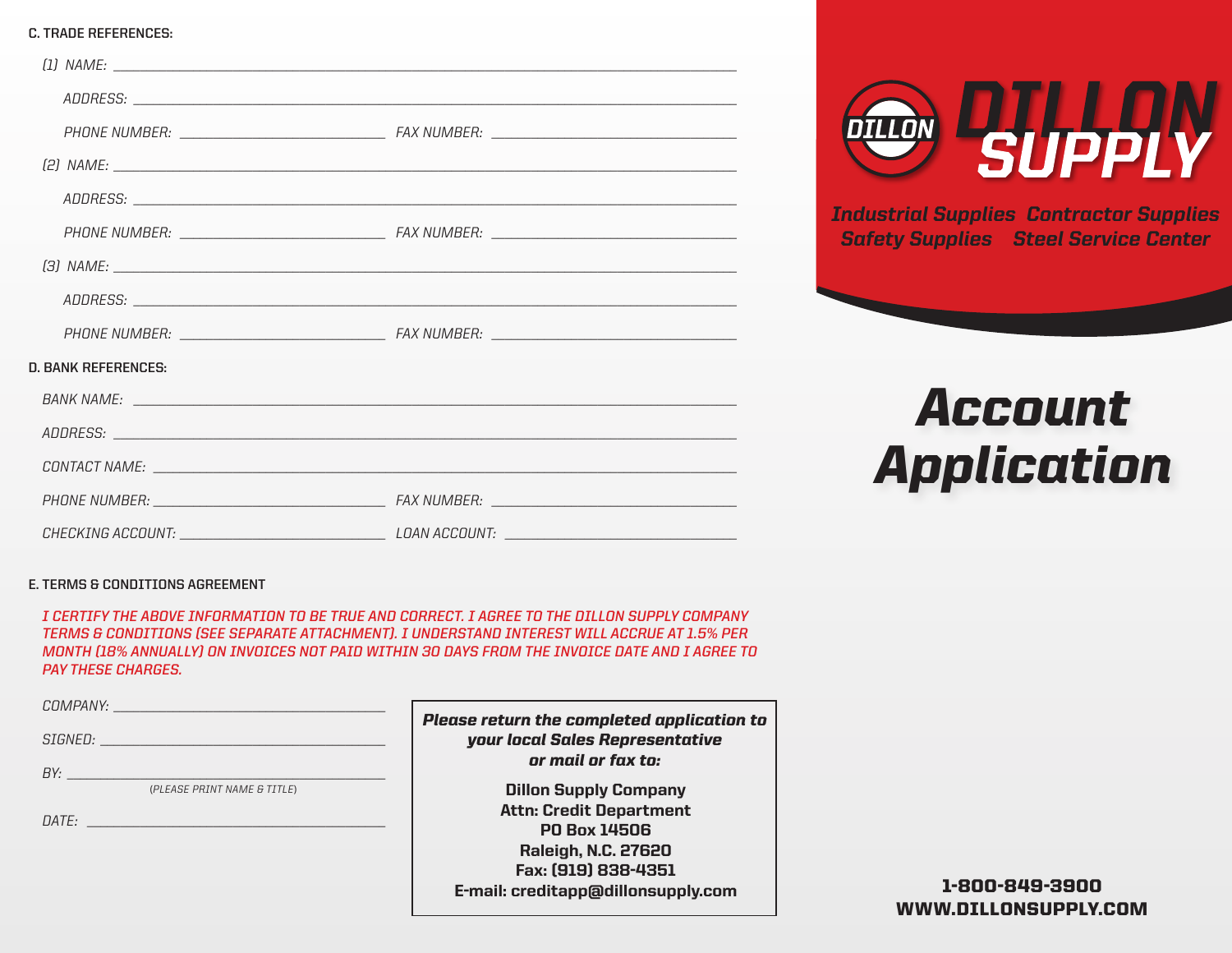**C. TRADE REFERENCES:**

*(1) NAME:* ______________________________

*ADDRESS:* ______________________________

*PHONE NUMBER:* ______________ *FAX NUMBER:* ______________

*(2) NAME:* ______________________________

*ADDRESS:* ______________________________

*PHONE NUMBER:* ______________ *FAX NUMBER:* ______________

*(3) NAME:* ______________________________

*ADDRESS:* ______________________________

*PHONE NUMBER:* ______________ *FAX NUMBER:* ______________

**D. BANK REFERENCES:**

*BANK NAME:* ______________________________

*ADDRESS:* ______________________________

*CONTACT NAME:* ______________________________

*PHONE NUMBER:* ______________ *FAX NUMBER:* ______________

*CHECKING ACCOUNT:* ______________ *LOAN ACCOUNT:* ______________

**E. TERMS & CONDITIONS AGREEMENT**

*I CERTIFY THE ABOVE INFORMATION TO BE TRUE AND CORRECT. I AGREE TO THE DILLON SUPPLY COMPANY TERMS & CONDITIONS (SEE SEPARATE ATTACHMENT). I UNDERSTAND INTEREST WILL ACCRUE AT 1.5% PER MONTH (18% ANNUALLY) ON INVOICES NOT PAID WITHIN 30 DAYS FROM THE INVOICE DATE AND I AGREE TO PAY THESE CHARGES.*

*COMPANY:* ______________________________

*SIGNED:* ______________________________

*BY:* ______________________________
*(PLEASE PRINT NAME & TITLE)*

*DATE:* ______________________________

***Please return the completed application to your local Sales Representative or mail or fax to:***

**Dillon Supply Company**
**Attn: Credit Department**
**PO Box 14506**
**Raleigh, N.C. 27620**
**Fax: (919) 838-4351**
**E-mail: creditapp@dillonsupply.com**

# DILLON SUPPLY

***Industrial Supplies Contractor Supplies***
***Safety Supplies Steel Service Center***

# *Account Application*

**1-800-849-3900**
**WWW.DILLONSUPPLY.COM**